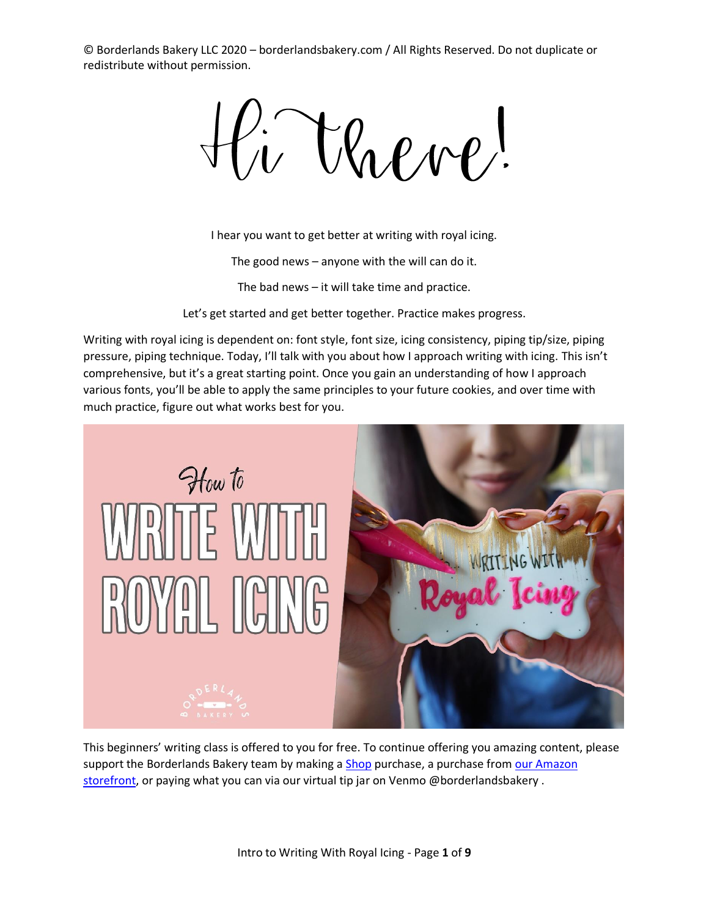© Borderlands Bakery LLC 2020 – borderlandsbakery.com / All Rights Reserved. Do not duplicate or redistribute without permission.

# Hi there!

I hear you want to get better at writing with royal icing.

The good news – anyone with the will can do it.

The bad news – it will take time and practice.

Let's get started and get better together. Practice makes progress.

Writing with royal icing is dependent on: font style, font size, icing consistency, piping tip/size, piping pressure, piping technique. Today, I'll talk with you about how I approach writing with icing. This isn't comprehensive, but it's a great starting point. Once you gain an understanding of how I approach various fonts, you'll be able to apply the same principles to your future cookies, and over time with much practice, figure out what works best for you.

This beginners' writing class is offered to you for free. To continue offering you amazing content, please support the Borderlands Bakery team by making a Shop purchase, a purchase from our Amazon storefront, or paying what you can via our virtual tip jar on Venmo @borderlandsbakery .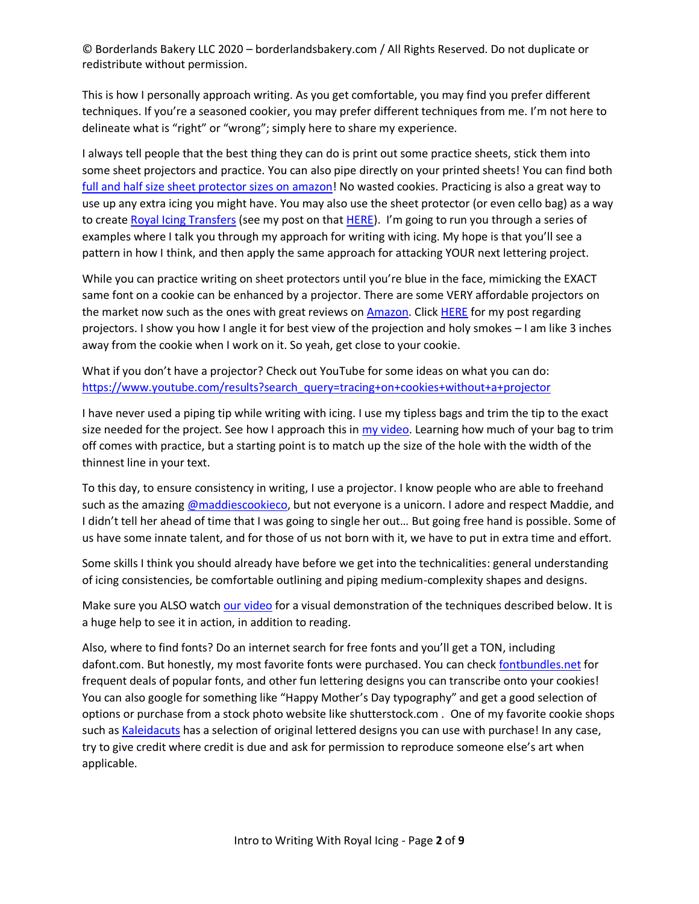© Borderlands Bakery LLC 2020 – borderlandsbakery.com / All Rights Reserved. Do not duplicate or redistribute without permission.

This is how I personally approach writing. As you get comfortable, you may find you prefer different techniques. If you're a seasoned cookier, you may prefer different techniques from me. I'm not here to delineate what is "right" or "wrong"; simply here to share my experience.

I always tell people that the best thing they can do is print out some practice sheets, stick them into some sheet projectors and practice. You can also pipe directly on your printed sheets! You can find both full and half size sheet protector sizes on amazon! No wasted cookies. Practicing is also a great way to use up any extra icing you might have. You may also use the sheet protector (or even cello bag) as a way to create Royal Icing Transfers (see my post on that HERE). I'm going to run you through a series of examples where I talk you through my approach for writing with icing. My hope is that you'll see a pattern in how I think, and then apply the same approach for attacking YOUR next lettering project.

While you can practice writing on sheet protectors until you're blue in the face, mimicking the EXACT same font on a cookie can be enhanced by a projector. There are some VERY affordable projectors on the market now such as the ones with great reviews on Amazon. Click HERE for my post regarding projectors. I show you how I angle it for best view of the projection and holy smokes – I am like 3 inches away from the cookie when I work on it. So yeah, get close to your cookie.

What if you don't have a projector? Check out YouTube for some ideas on what you can do: https://www.youtube.com/results?search_query=tracing+on+cookies+without+a+projector

I have never used a piping tip while writing with icing. I use my tipless bags and trim the tip to the exact size needed for the project. See how I approach this in my video. Learning how much of your bag to trim off comes with practice, but a starting point is to match up the size of the hole with the width of the thinnest line in your text.

To this day, to ensure consistency in writing, I use a projector. I know people who are able to freehand such as the amazing @maddiescookieco, but not everyone is a unicorn. I adore and respect Maddie, and I didn't tell her ahead of time that I was going to single her out… But going free hand is possible. Some of us have some innate talent, and for those of us not born with it, we have to put in extra time and effort.

Some skills I think you should already have before we get into the technicalities: general understanding of icing consistencies, be comfortable outlining and piping medium-complexity shapes and designs.

Make sure you ALSO watch our video for a visual demonstration of the techniques described below. It is a huge help to see it in action, in addition to reading.

Also, where to find fonts? Do an internet search for free fonts and you'll get a TON, including dafont.com. But honestly, my most favorite fonts were purchased. You can check fontbundles.net for frequent deals of popular fonts, and other fun lettering designs you can transcribe onto your cookies! You can also google for something like "Happy Mother's Day typography" and get a good selection of options or purchase from a stock photo website like shutterstock.com . One of my favorite cookie shops such as Kaleidacuts has a selection of original lettered designs you can use with purchase! In any case, try to give credit where credit is due and ask for permission to reproduce someone else's art when applicable.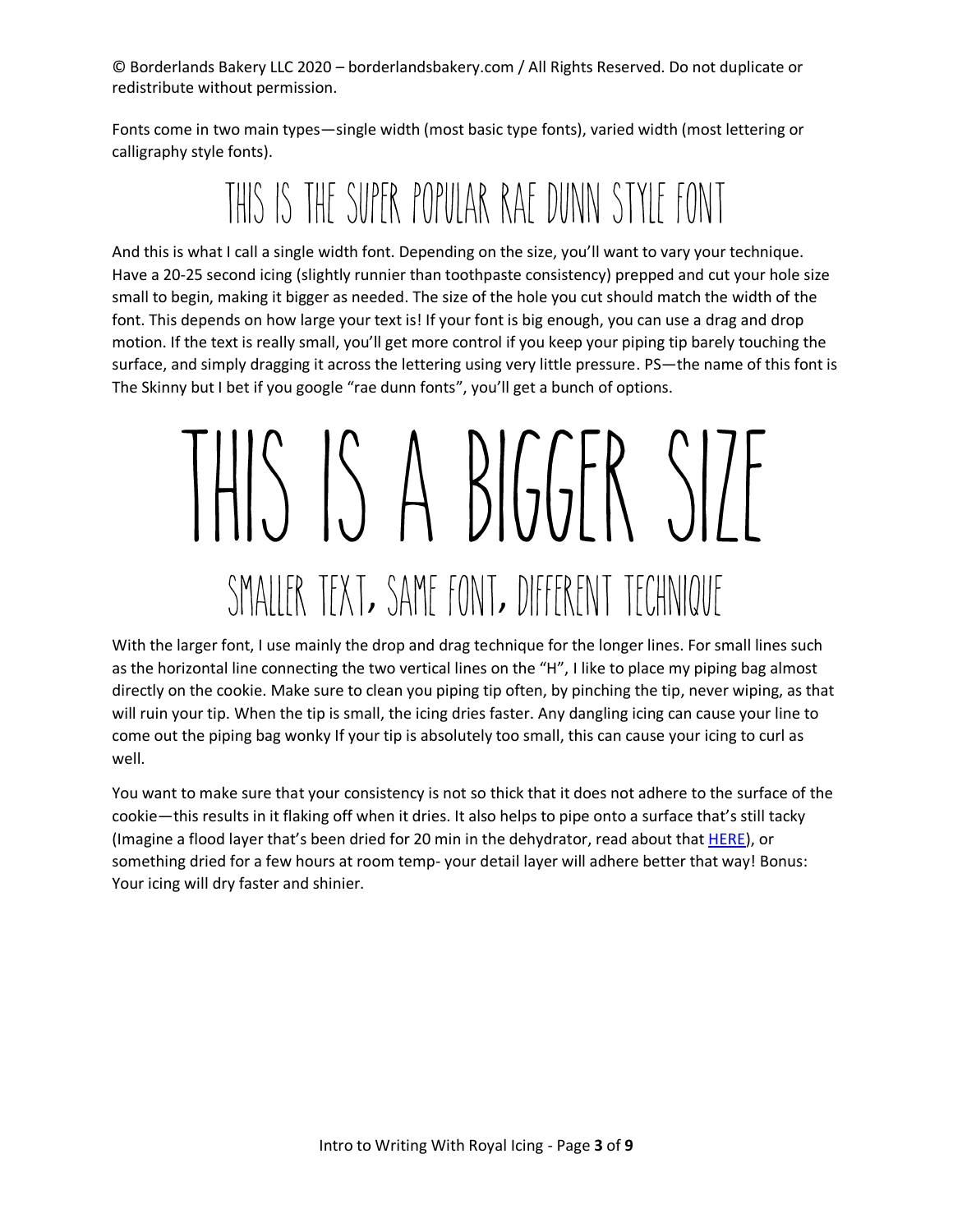© Borderlands Bakery LLC 2020 – borderlandsbakery.com / All Rights Reserved. Do not duplicate or redistribute without permission.

Fonts come in two main types—single width (most basic type fonts), varied width (most lettering or calligraphy style fonts).

THIS IS THE SUPER POPULAR RAE DUNN STYLE FONT

And this is what I call a single width font. Depending on the size, you'll want to vary your technique. Have a 20-25 second icing (slightly runnier than toothpaste consistency) prepped and cut your hole size small to begin, making it bigger as needed. The size of the hole you cut should match the width of the font. This depends on how large your text is! If your font is big enough, you can use a drag and drop motion. If the text is really small, you'll get more control if you keep your piping tip barely touching the surface, and simply dragging it across the lettering using very little pressure. PS—the name of this font is The Skinny but I bet if you google "rae dunn fonts", you'll get a bunch of options.

# THIS IS A BIGGER SIZE

SMALLER TEXT, SAME FONT, DIFFERENT TECHNIQUE

With the larger font, I use mainly the drop and drag technique for the longer lines. For small lines such as the horizontal line connecting the two vertical lines on the "H", I like to place my piping bag almost directly on the cookie. Make sure to clean you piping tip often, by pinching the tip, never wiping, as that will ruin your tip. When the tip is small, the icing dries faster. Any dangling icing can cause your line to come out the piping bag wonky If your tip is absolutely too small, this can cause your icing to curl as well.

You want to make sure that your consistency is not so thick that it does not adhere to the surface of the cookie—this results in it flaking off when it dries. It also helps to pipe onto a surface that's still tacky (Imagine a flood layer that's been dried for 20 min in the dehydrator, read about that [HERE]), or something dried for a few hours at room temp- your detail layer will adhere better that way! Bonus: Your icing will dry faster and shinier.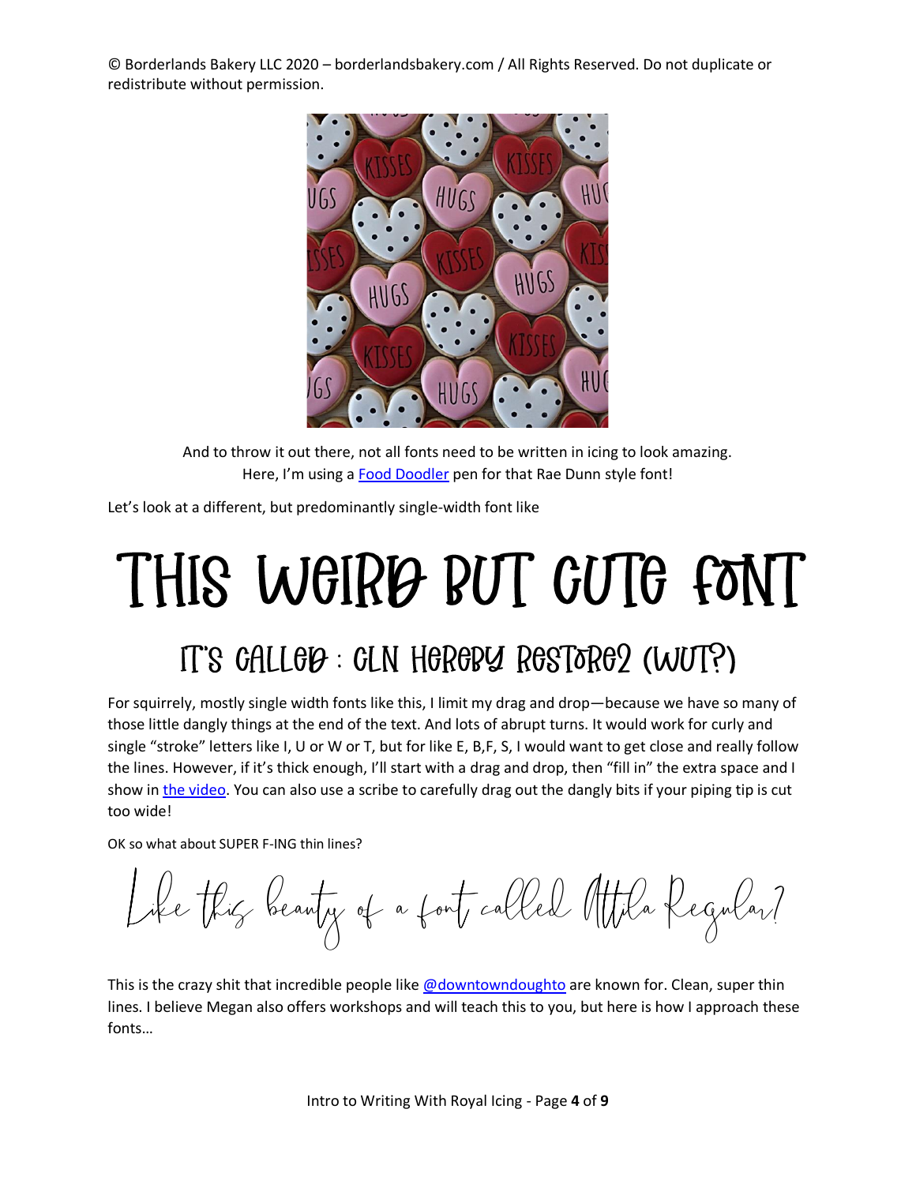© Borderlands Bakery LLC 2020 – borderlandsbakery.com / All Rights Reserved. Do not duplicate or redistribute without permission.

And to throw it out there, not all fonts need to be written in icing to look amazing. Here, I'm using a Food Doodler pen for that Rae Dunn style font!

Let's look at a different, but predominantly single-width font like

# THIS WEIRD BUT CUTE FONT

## IT'S CALLED : CLN HEREBY RESTORE2 (WUT?)

For squirrely, mostly single width fonts like this, I limit my drag and drop—because we have so many of those little dangly things at the end of the text. And lots of abrupt turns. It would work for curly and single "stroke" letters like I, U or W or T, but for like E, B,F, S, I would want to get close and really follow the lines. However, if it's thick enough, I'll start with a drag and drop, then "fill in" the extra space and I show in the video. You can also use a scribe to carefully drag out the dangly bits if your piping tip is cut too wide!

OK so what about SUPER F-ING thin lines?

Like this beauty of a font called Attila Regular?

This is the crazy shit that incredible people like @downtowndoughto are known for. Clean, super thin lines. I believe Megan also offers workshops and will teach this to you, but here is how I approach these fonts…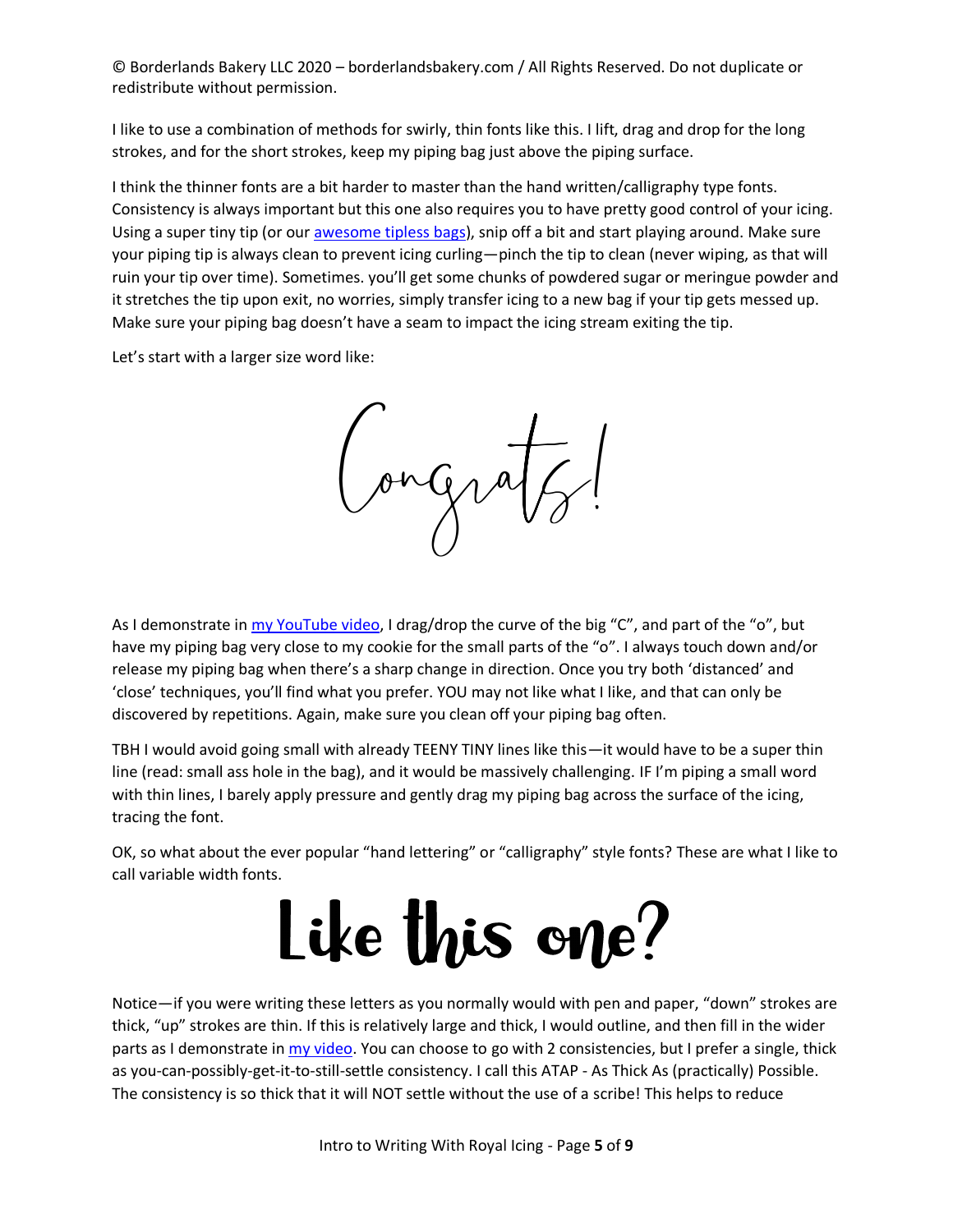© Borderlands Bakery LLC 2020 – borderlandsbakery.com / All Rights Reserved. Do not duplicate or redistribute without permission.

I like to use a combination of methods for swirly, thin fonts like this. I lift, drag and drop for the long strokes, and for the short strokes, keep my piping bag just above the piping surface.

I think the thinner fonts are a bit harder to master than the hand written/calligraphy type fonts. Consistency is always important but this one also requires you to have pretty good control of your icing. Using a super tiny tip (or our [awesome tipless bags](#)), snip off a bit and start playing around. Make sure your piping tip is always clean to prevent icing curling—pinch the tip to clean (never wiping, as that will ruin your tip over time). Sometimes. you'll get some chunks of powdered sugar or meringue powder and it stretches the tip upon exit, no worries, simply transfer icing to a new bag if your tip gets messed up. Make sure your piping bag doesn't have a seam to impact the icing stream exiting the tip.

Let's start with a larger size word like:

Congrats!

As I demonstrate in [my YouTube video](#), I drag/drop the curve of the big "C", and part of the "o", but have my piping bag very close to my cookie for the small parts of the "o". I always touch down and/or release my piping bag when there's a sharp change in direction. Once you try both 'distanced' and 'close' techniques, you'll find what you prefer. YOU may not like what I like, and that can only be discovered by repetitions. Again, make sure you clean off your piping bag often.

TBH I would avoid going small with already TEENY TINY lines like this—it would have to be a super thin line (read: small ass hole in the bag), and it would be massively challenging. IF I'm piping a small word with thin lines, I barely apply pressure and gently drag my piping bag across the surface of the icing, tracing the font.

OK, so what about the ever popular "hand lettering" or "calligraphy" style fonts? These are what I like to call variable width fonts.

Like this one?

Notice—if you were writing these letters as you normally would with pen and paper, "down" strokes are thick, "up" strokes are thin. If this is relatively large and thick, I would outline, and then fill in the wider parts as I demonstrate in [my video](#). You can choose to go with 2 consistencies, but I prefer a single, thick as you-can-possibly-get-it-to-still-settle consistency. I call this ATAP - As Thick As (practically) Possible. The consistency is so thick that it will NOT settle without the use of a scribe! This helps to reduce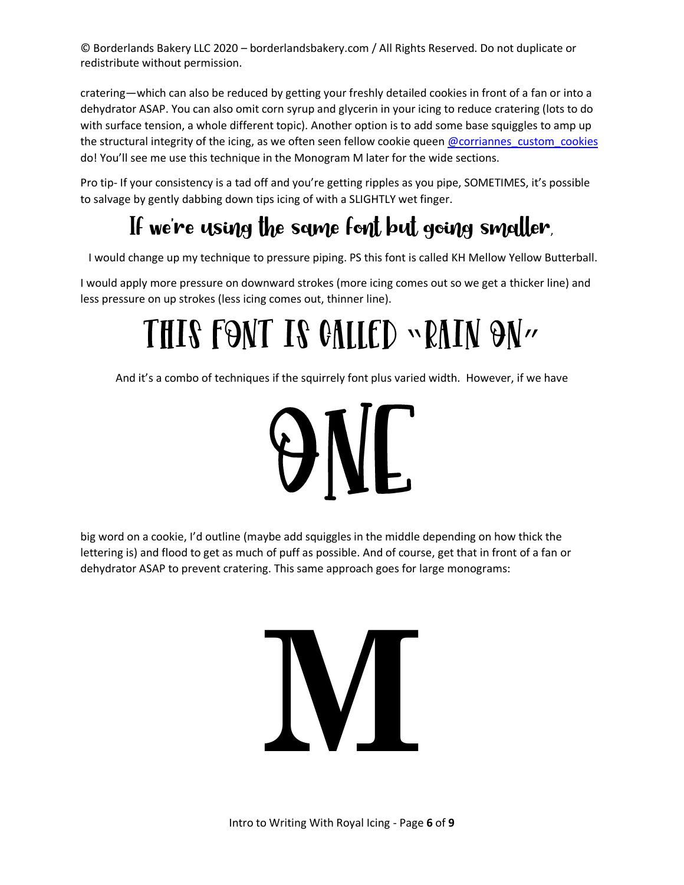cratering—which can also be reduced by getting your freshly detailed cookies in front of a fan or into a dehydrator ASAP. You can also omit corn syrup and glycerin in your icing to reduce cratering (lots to do with surface tension, a whole different topic). Another option is to add some base squiggles to amp up the structural integrity of the icing, as we often seen fellow cookie queen @corriannes_custom_cookies do! You'll see me use this technique in the Monogram M later for the wide sections.

Pro tip- If your consistency is a tad off and you're getting ripples as you pipe, SOMETIMES, it's possible to salvage by gently dabbing down tips icing of with a SLIGHTLY wet finger.

## If we're using the same font but going smaller,

I would change up my technique to pressure piping. PS this font is called KH Mellow Yellow Butterball.

I would apply more pressure on downward strokes (more icing comes out so we get a thicker line) and less pressure on up strokes (less icing comes out, thinner line).

# THIS FONT IS CALLED "RAIN ON"

And it's a combo of techniques if the squirrely font plus varied width. However, if we have

# ONE

big word on a cookie, I'd outline (maybe add squiggles in the middle depending on how thick the lettering is) and flood to get as much of puff as possible. And of course, get that in front of a fan or dehydrator ASAP to prevent cratering. This same approach goes for large monograms:

# M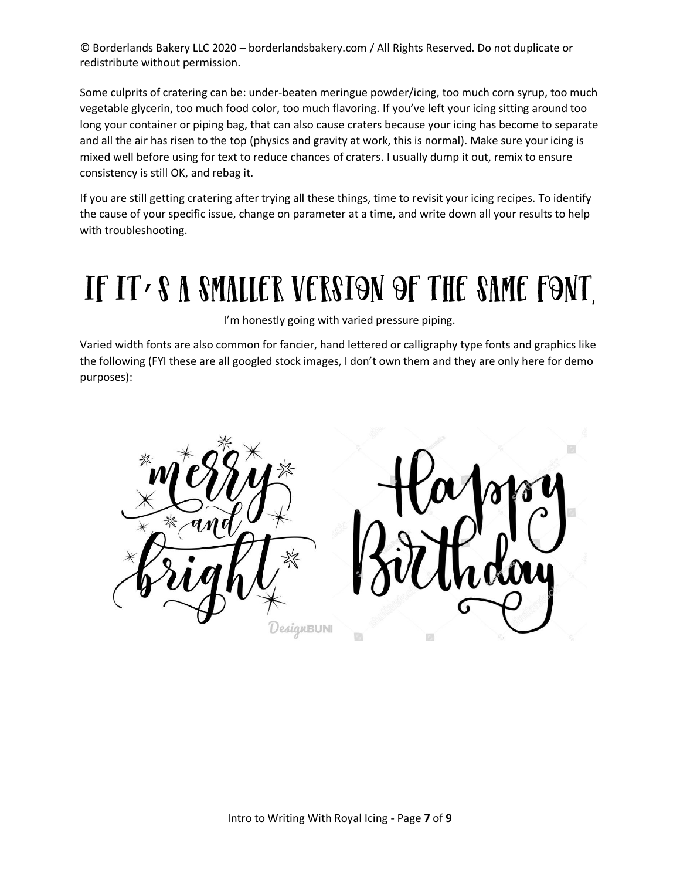© Borderlands Bakery LLC 2020 – borderlandsbakery.com / All Rights Reserved. Do not duplicate or redistribute without permission.

Some culprits of cratering can be: under-beaten meringue powder/icing, too much corn syrup, too much vegetable glycerin, too much food color, too much flavoring. If you've left your icing sitting around too long your container or piping bag, that can also cause craters because your icing has become to separate and all the air has risen to the top (physics and gravity at work, this is normal). Make sure your icing is mixed well before using for text to reduce chances of craters. I usually dump it out, remix to ensure consistency is still OK, and rebag it.

If you are still getting cratering after trying all these things, time to revisit your icing recipes. To identify the cause of your specific issue, change on parameter at a time, and write down all your results to help with troubleshooting.

# If it's a smaller version of the same font,

I'm honestly going with varied pressure piping.

Varied width fonts are also common for fancier, hand lettered or calligraphy type fonts and graphics like the following (FYI these are all googled stock images, I don't own them and they are only here for demo purposes):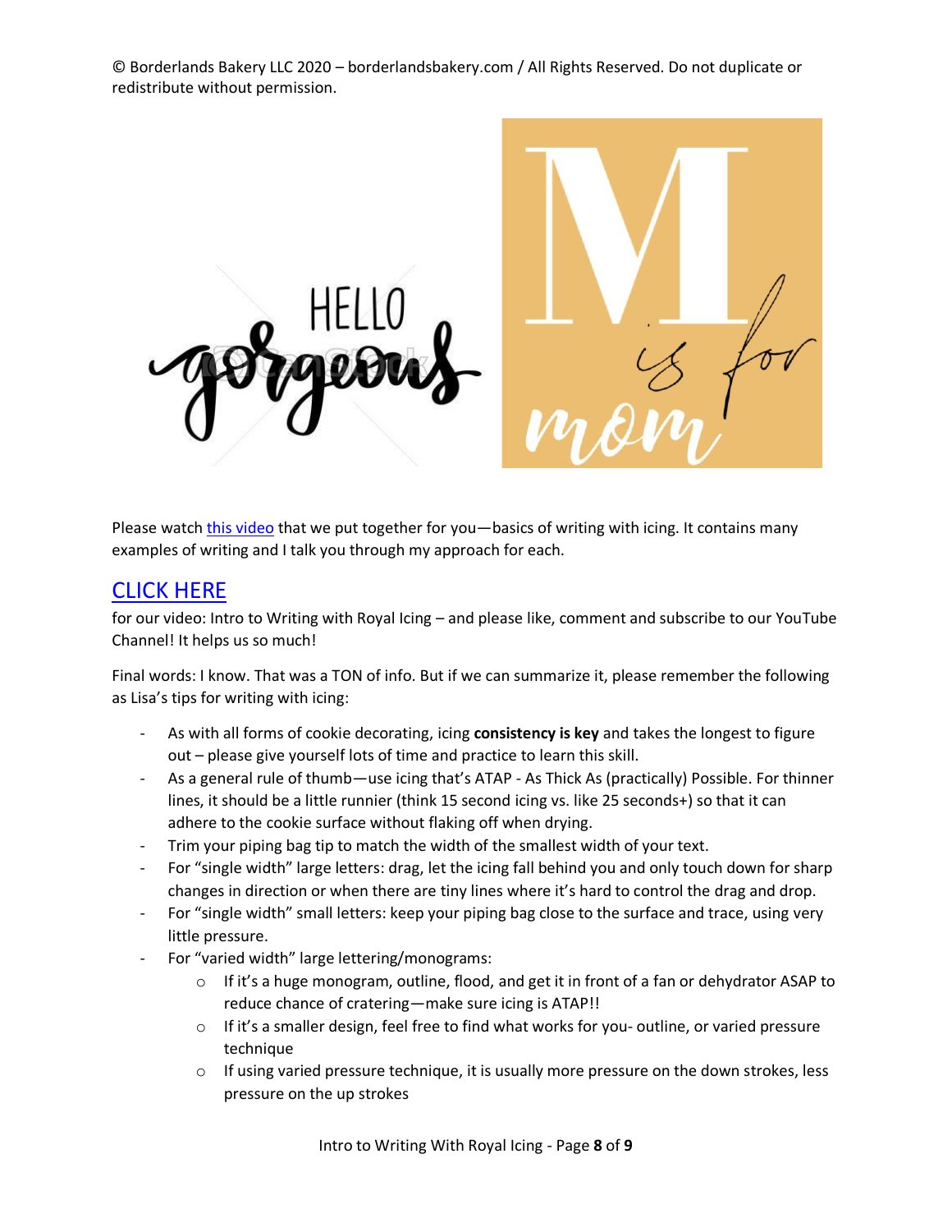© Borderlands Bakery LLC 2020 – borderlandsbakery.com / All Rights Reserved. Do not duplicate or redistribute without permission.

Please watch this video that we put together for you—basics of writing with icing. It contains many examples of writing and I talk you through my approach for each.

## CLICK HERE

for our video: Intro to Writing with Royal Icing – and please like, comment and subscribe to our YouTube Channel! It helps us so much!

Final words: I know. That was a TON of info. But if we can summarize it, please remember the following as Lisa's tips for writing with icing:

- As with all forms of cookie decorating, icing **consistency is key** and takes the longest to figure out – please give yourself lots of time and practice to learn this skill.
- As a general rule of thumb—use icing that's ATAP - As Thick As (practically) Possible. For thinner lines, it should be a little runnier (think 15 second icing vs. like 25 seconds+) so that it can adhere to the cookie surface without flaking off when drying.
- Trim your piping bag tip to match the width of the smallest width of your text.
- For "single width" large letters: drag, let the icing fall behind you and only touch down for sharp changes in direction or when there are tiny lines where it's hard to control the drag and drop.
- For "single width" small letters: keep your piping bag close to the surface and trace, using very little pressure.
- For "varied width" large lettering/monograms:
  - If it's a huge monogram, outline, flood, and get it in front of a fan or dehydrator ASAP to reduce chance of cratering—make sure icing is ATAP!!
  - If it's a smaller design, feel free to find what works for you- outline, or varied pressure technique
  - If using varied pressure technique, it is usually more pressure on the down strokes, less pressure on the up strokes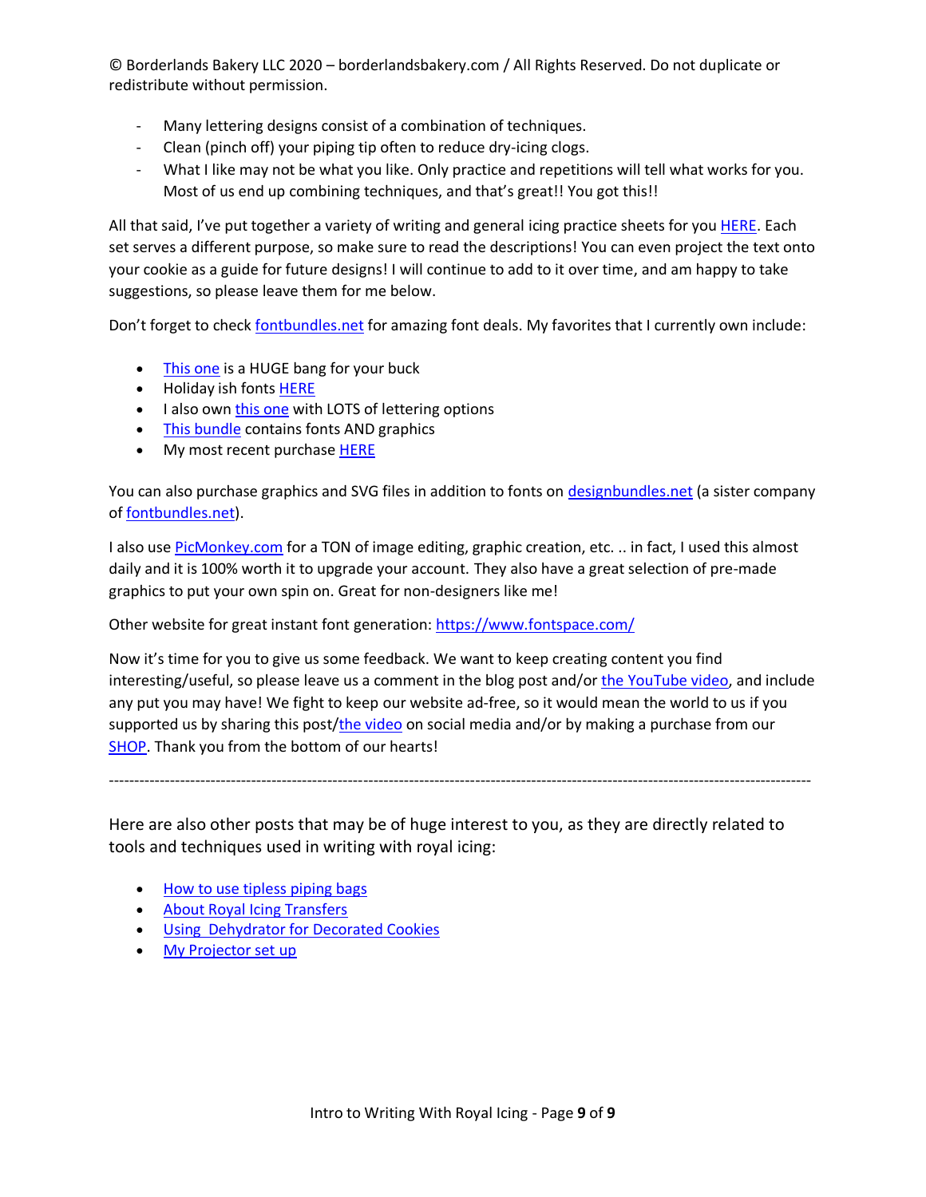© Borderlands Bakery LLC 2020 – borderlandsbakery.com / All Rights Reserved. Do not duplicate or redistribute without permission.

- Many lettering designs consist of a combination of techniques.
- Clean (pinch off) your piping tip often to reduce dry-icing clogs.
- What I like may not be what you like. Only practice and repetitions will tell what works for you. Most of us end up combining techniques, and that's great!! You got this!!

All that said, I've put together a variety of writing and general icing practice sheets for you HERE. Each set serves a different purpose, so make sure to read the descriptions! You can even project the text onto your cookie as a guide for future designs! I will continue to add to it over time, and am happy to take suggestions, so please leave them for me below.

Don't forget to check fontbundles.net for amazing font deals. My favorites that I currently own include:

- This one is a HUGE bang for your buck
- Holiday ish fonts HERE
- I also own this one with LOTS of lettering options
- This bundle contains fonts AND graphics
- My most recent purchase HERE

You can also purchase graphics and SVG files in addition to fonts on designbundles.net (a sister company of fontbundles.net).

I also use PicMonkey.com for a TON of image editing, graphic creation, etc. .. in fact, I used this almost daily and it is 100% worth it to upgrade your account. They also have a great selection of pre-made graphics to put your own spin on. Great for non-designers like me!

Other website for great instant font generation: https://www.fontspace.com/

Now it's time for you to give us some feedback. We want to keep creating content you find interesting/useful, so please leave us a comment in the blog post and/or the YouTube video, and include any put you may have! We fight to keep our website ad-free, so it would mean the world to us if you supported us by sharing this post/the video on social media and/or by making a purchase from our SHOP. Thank you from the bottom of our hearts!

---

Here are also other posts that may be of huge interest to you, as they are directly related to tools and techniques used in writing with royal icing:

- How to use tipless piping bags
- About Royal Icing Transfers
- Using  Dehydrator for Decorated Cookies
- My Projector set up